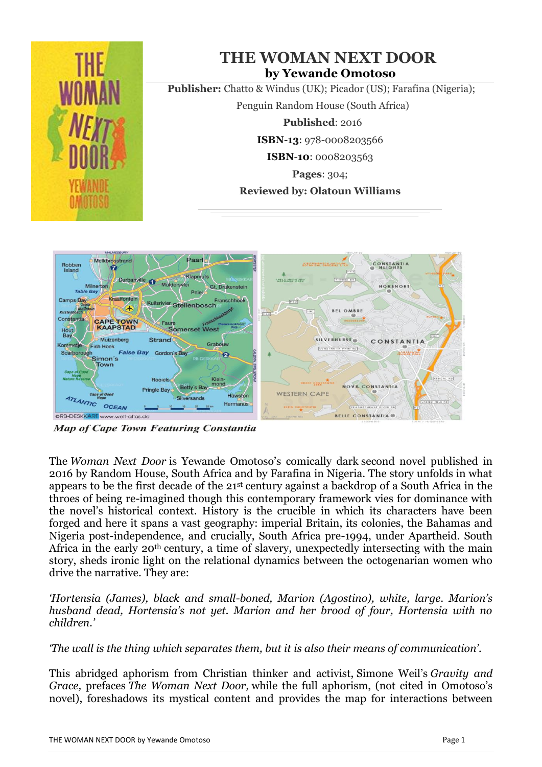# THE WOMAN NEXT DOOR

## by Yewande Omotoso

**Publisher:** Chatto & Windus (UK); Picador (US); Farafina (Nigeria); Penguin Random House (South Africa)

**Published**: 2016

**ISBN-13**: 978-0008203566

**ISBN-10**: 0008203563

**Pages**: 304;

**Reviewed by: Olatoun Williams**

*Map of Cape Town Featuring Constantia*

The *Woman Next Door* is Yewande Omotoso's comically dark second novel published in 2016 by Random House, South Africa and by Farafina in Nigeria. The story unfolds in what appears to be the first decade of the 21st century against a backdrop of a South Africa in the throes of being re-imagined though this contemporary framework vies for dominance with the novel's historical context. History is the crucible in which its characters have been forged and here it spans a vast geography: imperial Britain, its colonies, the Bahamas and Nigeria post-independence, and crucially, South Africa pre-1994, under Apartheid. South Africa in the early 20th century, a time of slavery, unexpectedly intersecting with the main story, sheds ironic light on the relational dynamics between the octogenarian women who drive the narrative. They are:

*'Hortensia (James), black and small-boned, Marion (Agostino), white, large. Marion's husband dead, Hortensia's not yet. Marion and her brood of four, Hortensia with no children.'*

*'The wall is the thing which separates them, but it is also their means of communication'.*

This abridged aphorism from Christian thinker and activist, Simone Weil's *Gravity and Grace,* prefaces *The Woman Next Door,* while the full aphorism, (not cited in Omotoso's novel), foreshadows its mystical content and provides the map for interactions between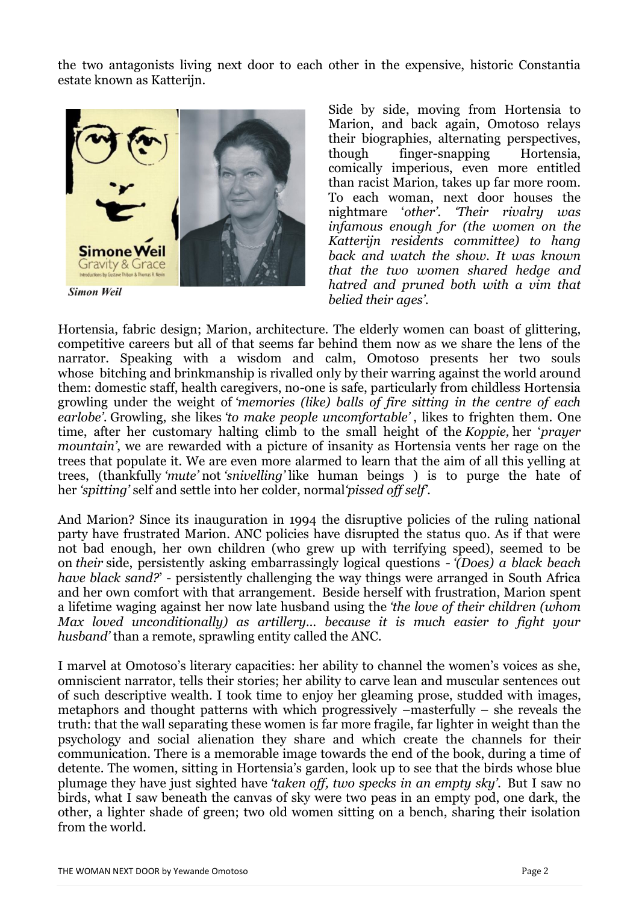the two antagonists living next door to each other in the expensive, historic Constantia estate known as Katterijn.

*Simon Weil*

Side by side, moving from Hortensia to Marion, and back again, Omotoso relays their biographies, alternating perspectives, though finger-snapping Hortensia, comically imperious, even more entitled than racist Marion, takes up far more room. To each woman, next door houses the nightmare '*other'*. *'Their rivalry was infamous enough for (the women on the Katterijn residents committee) to hang back and watch the show. It was known that the two women shared hedge and hatred and pruned both with a vim that belied their ages'.*

Hortensia, fabric design; Marion, architecture. The elderly women can boast of glittering, competitive careers but all of that seems far behind them now as we share the lens of the narrator. Speaking with a wisdom and calm, Omotoso presents her two souls whose bitching and brinkmanship is rivalled only by their warring against the world around them: domestic staff, health caregivers, no-one is safe, particularly from childless Hortensia growling under the weight of *'memories (like) balls of fire sitting in the centre of each earlobe'*. Growling, she likes *'to make people uncomfortable'* , likes to frighten them. One time, after her customary halting climb to the small height of the *Koppie,* her '*prayer mountain'*, we are rewarded with a picture of insanity as Hortensia vents her rage on the trees that populate it. We are even more alarmed to learn that the aim of all this yelling at trees, (thankfully *'mute'* not *'snivelling'* like human beings ) is to purge the hate of her *'spitting'* self and settle into her colder, normal*'pissed off self'*.

And Marion? Since its inauguration in 1994 the disruptive policies of the ruling national party have frustrated Marion. ANC policies have disrupted the status quo. As if that were not bad enough, her own children (who grew up with terrifying speed), seemed to be on *their* side, persistently asking embarrassingly logical questions - *'(Does) a black beach have black sand?'* - persistently challenging the way things were arranged in South Africa and her own comfort with that arrangement. Beside herself with frustration, Marion spent a lifetime waging against her now late husband using the *'the love of their children (whom Max loved unconditionally) as artillery... because it is much easier to fight your husband'* than a remote, sprawling entity called the ANC.

I marvel at Omotoso's literary capacities: her ability to channel the women's voices as she, omniscient narrator, tells their stories; her ability to carve lean and muscular sentences out of such descriptive wealth. I took time to enjoy her gleaming prose, studded with images, metaphors and thought patterns with which progressively –masterfully – she reveals the truth: that the wall separating these women is far more fragile, far lighter in weight than the psychology and social alienation they share and which create the channels for their communication. There is a memorable image towards the end of the book, during a time of detente. The women, sitting in Hortensia's garden, look up to see that the birds whose blue plumage they have just sighted have *'taken off, two specks in an empty sky'*. But I saw no birds, what I saw beneath the canvas of sky were two peas in an empty pod, one dark, the other, a lighter shade of green; two old women sitting on a bench, sharing their isolation from the world.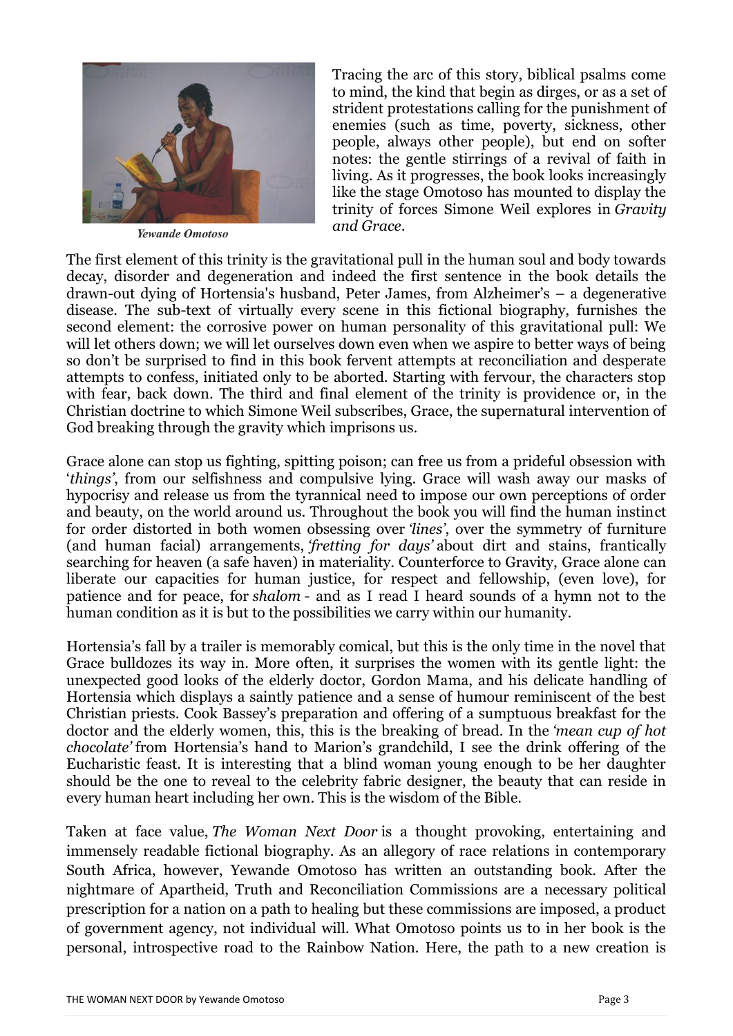*Yewande Omotoso*

Tracing the arc of this story, biblical psalms come to mind, the kind that begin as dirges, or as a set of strident protestations calling for the punishment of enemies (such as time, poverty, sickness, other people, always other people), but end on softer notes: the gentle stirrings of a revival of faith in living. As it progresses, the book looks increasingly like the stage Omotoso has mounted to display the trinity of forces Simone Weil explores in *Gravity and Grace*.

The first element of this trinity is the gravitational pull in the human soul and body towards decay, disorder and degeneration and indeed the first sentence in the book details the drawn-out dying of Hortensia's husband, Peter James, from Alzheimer's – a degenerative disease. The sub-text of virtually every scene in this fictional biography, furnishes the second element: the corrosive power on human personality of this gravitational pull: We will let others down; we will let ourselves down even when we aspire to better ways of being so don't be surprised to find in this book fervent attempts at reconciliation and desperate attempts to confess, initiated only to be aborted. Starting with fervour, the characters stop with fear, back down. The third and final element of the trinity is providence or, in the Christian doctrine to which Simone Weil subscribes, Grace, the supernatural intervention of God breaking through the gravity which imprisons us.

Grace alone can stop us fighting, spitting poison; can free us from a prideful obsession with '*things'*, from our selfishness and compulsive lying. Grace will wash away our masks of hypocrisy and release us from the tyrannical need to impose our own perceptions of order and beauty, on the world around us. Throughout the book you will find the human instinct for order distorted in both women obsessing over *'lines'*, over the symmetry of furniture (and human facial) arrangements, *'fretting for days'* about dirt and stains, frantically searching for heaven (a safe haven) in materiality. Counterforce to Gravity, Grace alone can liberate our capacities for human justice, for respect and fellowship, (even love), for patience and for peace, for *shalom* - and as I read I heard sounds of a hymn not to the human condition as it is but to the possibilities we carry within our humanity.

Hortensia's fall by a trailer is memorably comical, but this is the only time in the novel that Grace bulldozes its way in. More often, it surprises the women with its gentle light: the unexpected good looks of the elderly doctor, Gordon Mama, and his delicate handling of Hortensia which displays a saintly patience and a sense of humour reminiscent of the best Christian priests. Cook Bassey's preparation and offering of a sumptuous breakfast for the doctor and the elderly women, this, this is the breaking of bread. In the *'mean cup of hot chocolate'* from Hortensia's hand to Marion's grandchild, I see the drink offering of the Eucharistic feast. It is interesting that a blind woman young enough to be her daughter should be the one to reveal to the celebrity fabric designer, the beauty that can reside in every human heart including her own. This is the wisdom of the Bible.

Taken at face value, *The Woman Next Door* is a thought provoking, entertaining and immensely readable fictional biography. As an allegory of race relations in contemporary South Africa, however, Yewande Omotoso has written an outstanding book. After the nightmare of Apartheid, Truth and Reconciliation Commissions are a necessary political prescription for a nation on a path to healing but these commissions are imposed, a product of government agency, not individual will. What Omotoso points us to in her book is the personal, introspective road to the Rainbow Nation. Here, the path to a new creation is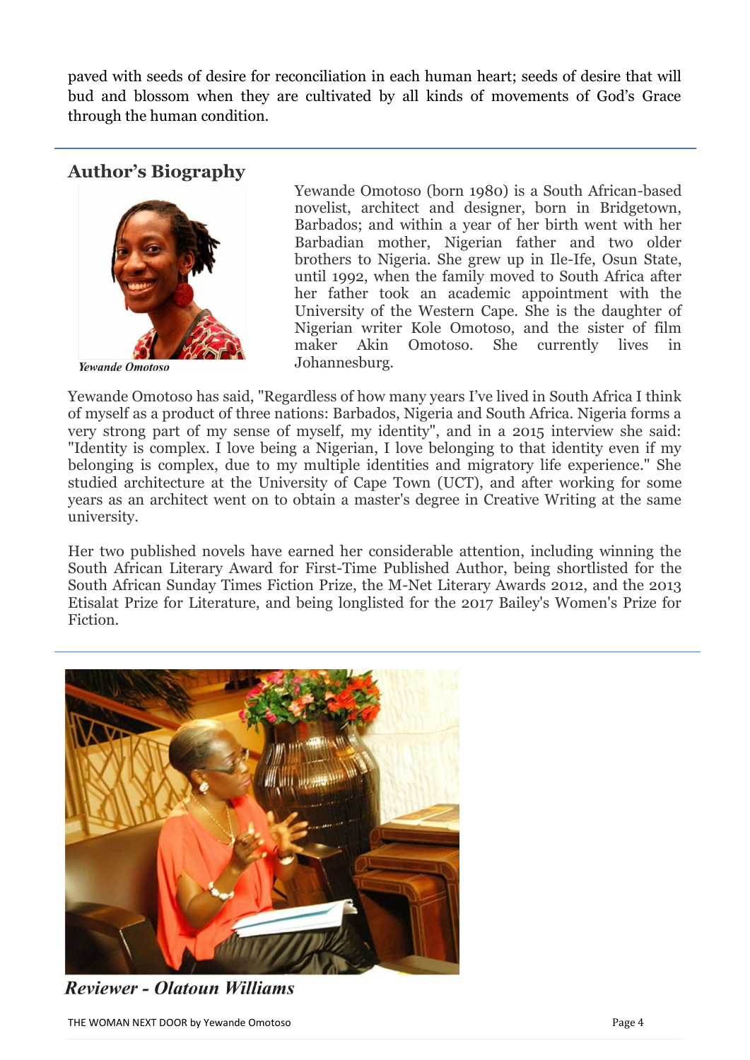paved with seeds of desire for reconciliation in each human heart; seeds of desire that will bud and blossom when they are cultivated by all kinds of movements of God's Grace through the human condition.

## Author's Biography

*Yewande Omotoso*

Yewande Omotoso (born 1980) is a South African-based novelist, architect and designer, born in Bridgetown, Barbados; and within a year of her birth went with her Barbadian mother, Nigerian father and two older brothers to Nigeria. She grew up in Ile-Ife, Osun State, until 1992, when the family moved to South Africa after her father took an academic appointment with the University of the Western Cape. She is the daughter of Nigerian writer Kole Omotoso, and the sister of film maker Akin Omotoso. She currently lives in Johannesburg.

Yewande Omotoso has said, "Regardless of how many years I've lived in South Africa I think of myself as a product of three nations: Barbados, Nigeria and South Africa. Nigeria forms a very strong part of my sense of myself, my identity", and in a 2015 interview she said: "Identity is complex. I love being a Nigerian, I love belonging to that identity even if my belonging is complex, due to my multiple identities and migratory life experience." She studied architecture at the University of Cape Town (UCT), and after working for some years as an architect went on to obtain a master's degree in Creative Writing at the same university.

Her two published novels have earned her considerable attention, including winning the South African Literary Award for First-Time Published Author, being shortlisted for the South African Sunday Times Fiction Prize, the M-Net Literary Awards 2012, and the 2013 Etisalat Prize for Literature, and being longlisted for the 2017 Bailey's Women's Prize for Fiction.

***Reviewer - Olatoun Williams***